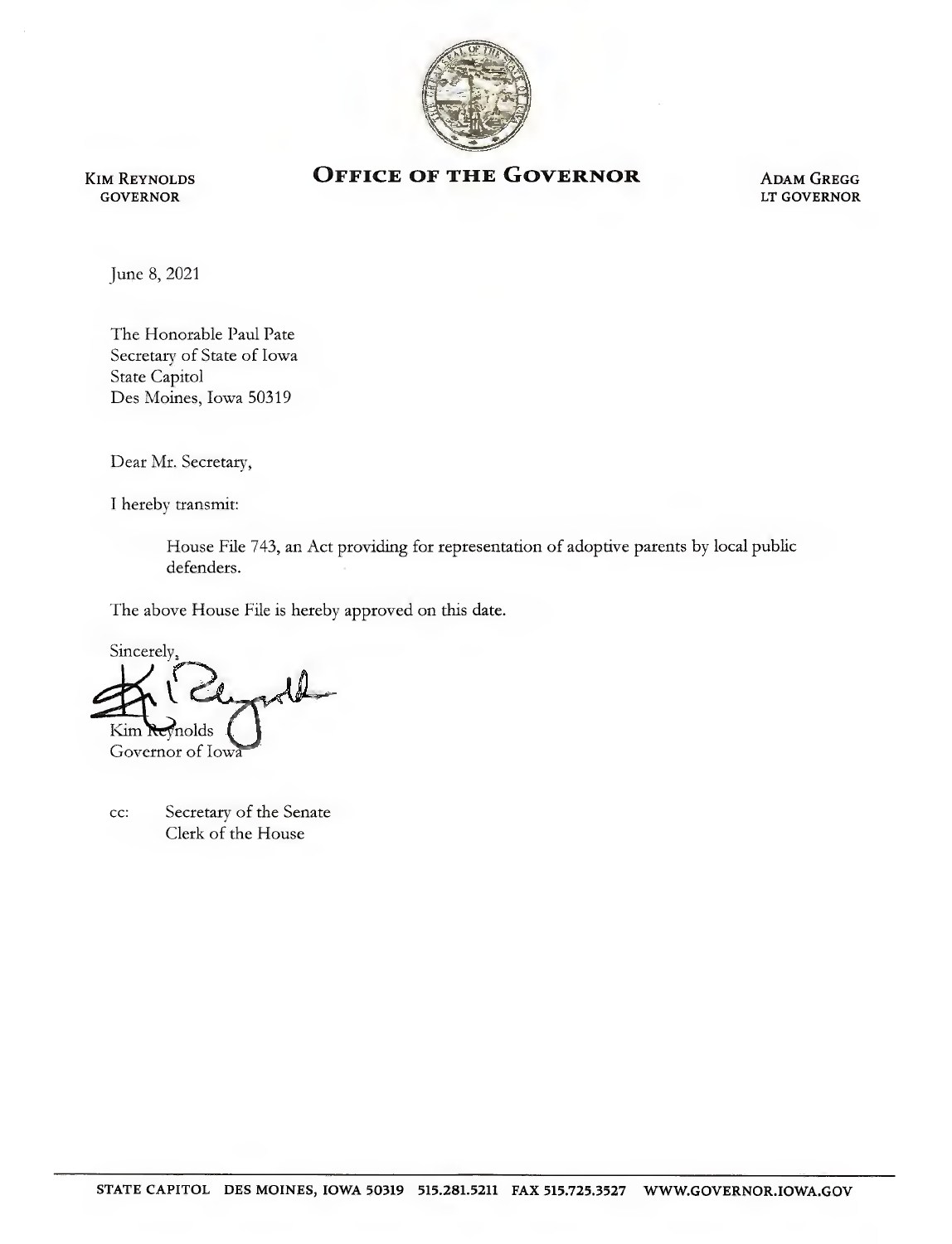**Kim Reynolds**
**GOVERNOR**

# Office of the Governor

**Adam Gregg**
**LT GOVERNOR**

June 8, 2021

The Honorable Paul Pate
Secretary of State of Iowa
State Capitol
Des Moines, Iowa 50319

Dear Mr. Secretary,

I hereby transmit:

> House File 743, an Act providing for representation of adoptive parents by local public defenders.

The above House File is hereby approved on this date.

Sincerely,

Kim Reynolds
Governor of Iowa

cc: Secretary of the Senate
Clerk of the House

STATE CAPITOL DES MOINES, IOWA 50319 515.281.5211 FAX 515.725.3527 WWW.GOVERNOR.IOWA.GOV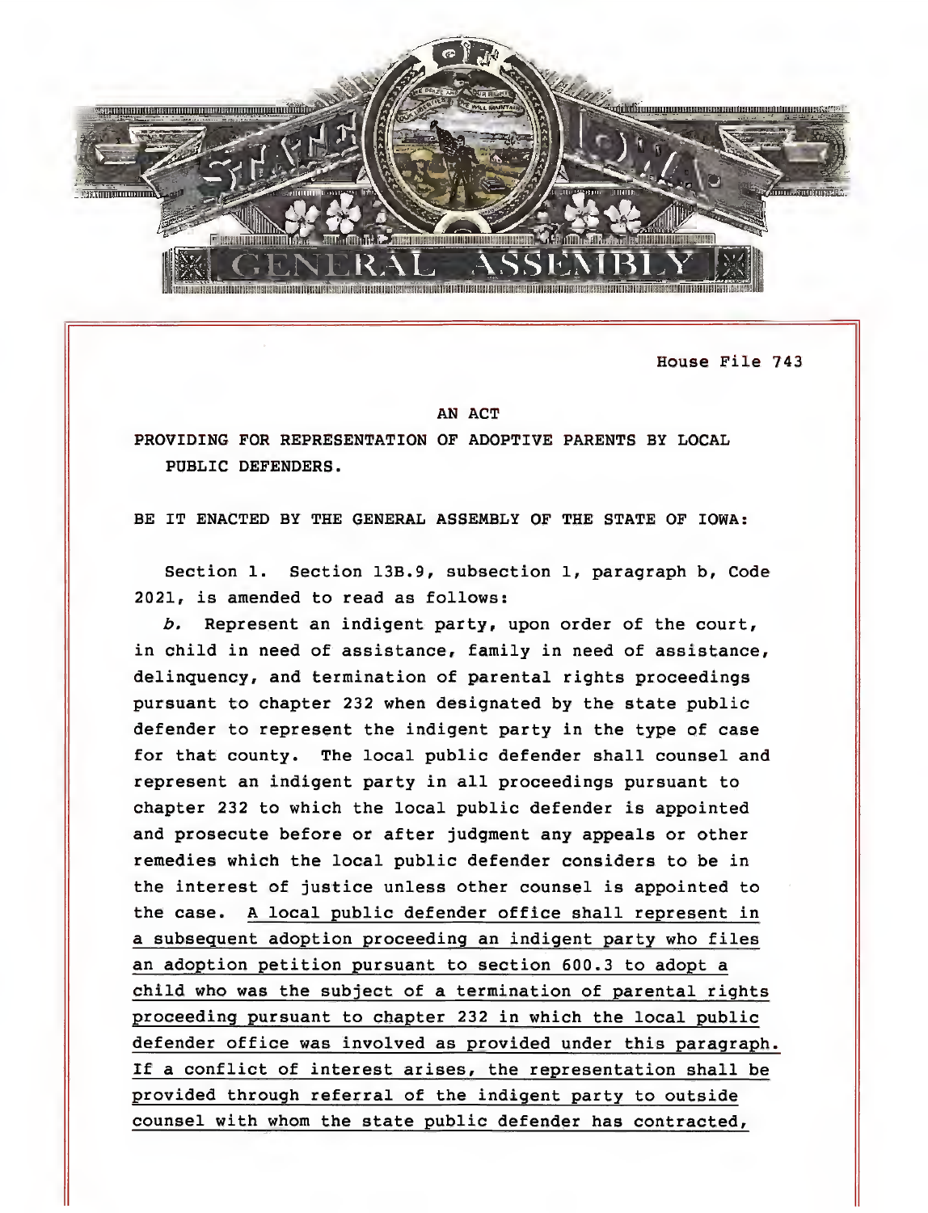House File 743

AN ACT

PROVIDING FOR REPRESENTATION OF ADOPTIVE PARENTS BY LOCAL PUBLIC DEFENDERS.

BE IT ENACTED BY THE GENERAL ASSEMBLY OF THE STATE OF IOWA:

Section 1. Section 13B.9, subsection 1, paragraph b, Code 2021, is amended to read as follows:

*b.* Represent an indigent party, upon order of the court, in child in need of assistance, family in need of assistance, delinquency, and termination of parental rights proceedings pursuant to chapter 232 when designated by the state public defender to represent the indigent party in the type of case for that county. The local public defender shall counsel and represent an indigent party in all proceedings pursuant to chapter 232 to which the local public defender is appointed and prosecute before or after judgment any appeals or other remedies which the local public defender considers to be in the interest of justice unless other counsel is appointed to the case. A local public defender office shall represent in a subsequent adoption proceeding an indigent party who files an adoption petition pursuant to section 600.3 to adopt a child who was the subject of a termination of parental rights proceeding pursuant to chapter 232 in which the local public defender office was involved as provided under this paragraph. If a conflict of interest arises, the representation shall be provided through referral of the indigent party to outside counsel with whom the state public defender has contracted,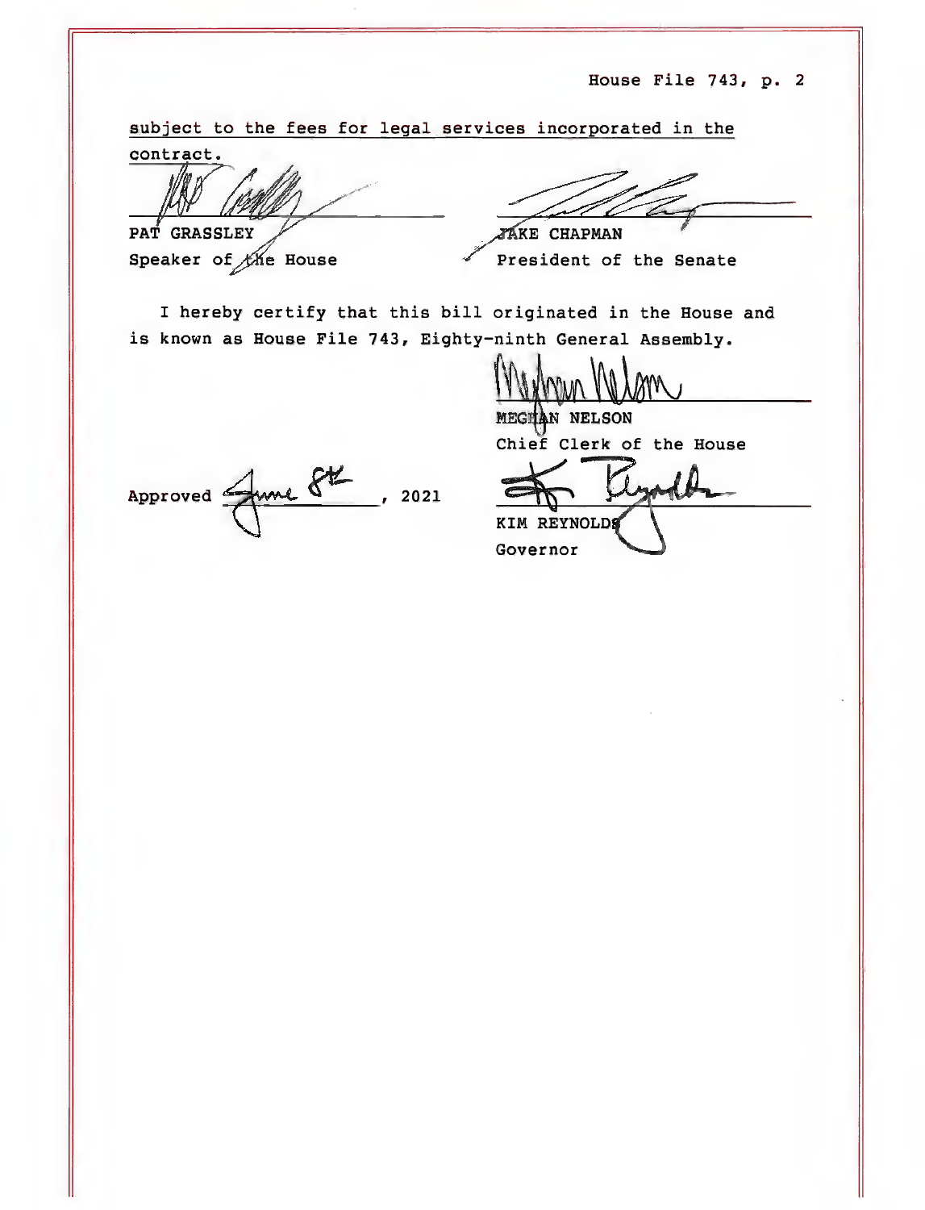subject to the fees for legal services incorporated in the contract.

PAT GRASSLEY
Speaker of the House

JAKE CHAPMAN
President of the Senate

I hereby certify that this bill originated in the House and is known as House File 743, Eighty-ninth General Assembly.

MEGHAN NELSON
Chief Clerk of the House

Approved June 8th, 2021

KIM REYNOLDS
Governor